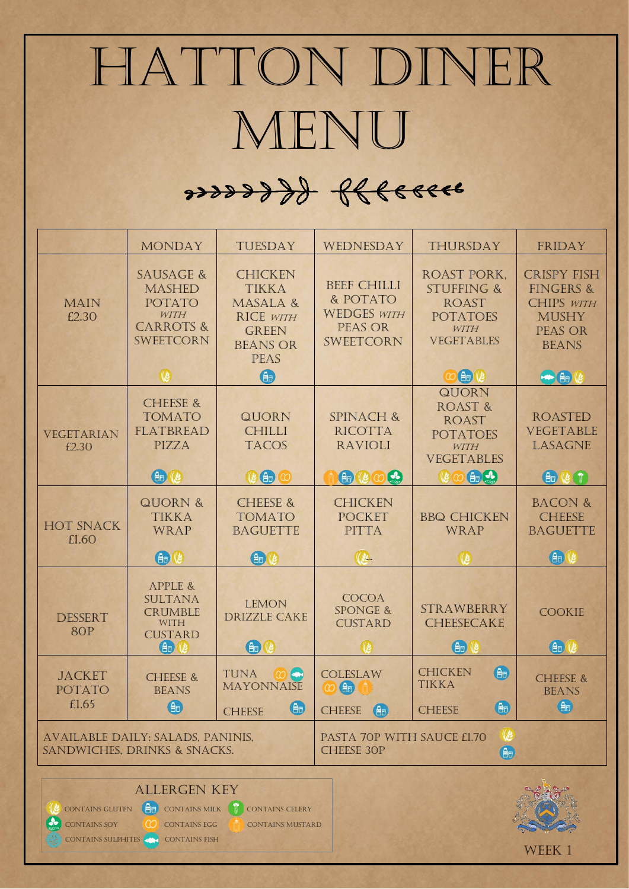# HATTON DINER MENU

| | MONDAY | TUESDAY | WEDNESDAY | THURSDAY | FRIDAY |
|---|---|---|---|---|---|
| MAIN £2.30 | SAUSAGE & MASHED POTATO *WITH* CARROTS & SWEETCORN (Gluten) | CHICKEN TIKKA MASALA & RICE *WITH* GREEN BEANS OR PEAS (Milk) | BEEF CHILLI & POTATO WEDGES *WITH* PEAS OR SWEETCORN | ROAST PORK, STUFFING & ROAST POTATOES *WITH* VEGETABLES (Egg, Milk, Gluten) | CRISPY FISH FINGERS & CHIPS *WITH* MUSHY PEAS OR BEANS (Fish, Milk, Gluten) |
| VEGETARIAN £2.30 | CHEESE & TOMATO FLATBREAD PIZZA (Milk, Gluten) | QUORN CHILLI TACOS (Gluten, Milk, Egg) | SPINACH & RICOTTA RAVIOLI (Mustard, Milk, Gluten, Egg, Soy) | QUORN ROAST & ROAST POTATOES *WITH* VEGETABLES (Gluten, Egg, Milk, Soy) | ROASTED VEGETABLE LASAGNE (Milk, Gluten, Celery) |
| HOT SNACK £1.60 | QUORN & TIKKA WRAP (Milk, Gluten) | CHEESE & TOMATO BAGUETTE (Milk, Gluten) | CHICKEN POCKET PITTA (Gluten) | BBQ CHICKEN WRAP (Gluten) | BACON & CHEESE BAGUETTE (Milk, Gluten) |
| DESSERT 80P | APPLE & SULTANA CRUMBLE WITH CUSTARD (Milk, Gluten) | LEMON DRIZZLE CAKE (Milk, Gluten) | COCOA SPONGE & CUSTARD (Gluten) | STRAWBERRY CHEESECAKE (Milk, Gluten) | COOKIE (Milk, Gluten) |
| JACKET POTATO £1.65 | CHEESE & BEANS (Milk) | TUNA MAYONNAISE (Egg, Fish); CHEESE (Milk) | COLESLAW (Egg, Milk, Mustard); CHEESE (Milk) | CHICKEN TIKKA (Milk); CHEESE (Milk) | CHEESE & BEANS (Milk) |

AVAILABLE DAILY: SALADS, PANINIS, SANDWICHES, DRINKS & SNACKS.

PASTA 70P WITH SAUCE £1.70 (Gluten)
CHEESE 30P (Milk)

## ALLERGEN KEY

- CONTAINS GLUTEN
- CONTAINS MILK
- CONTAINS CELERY
- CONTAINS SOY
- CONTAINS EGG
- CONTAINS MUSTARD
- CONTAINS SULPHITES
- CONTAINS FISH

WEEK 1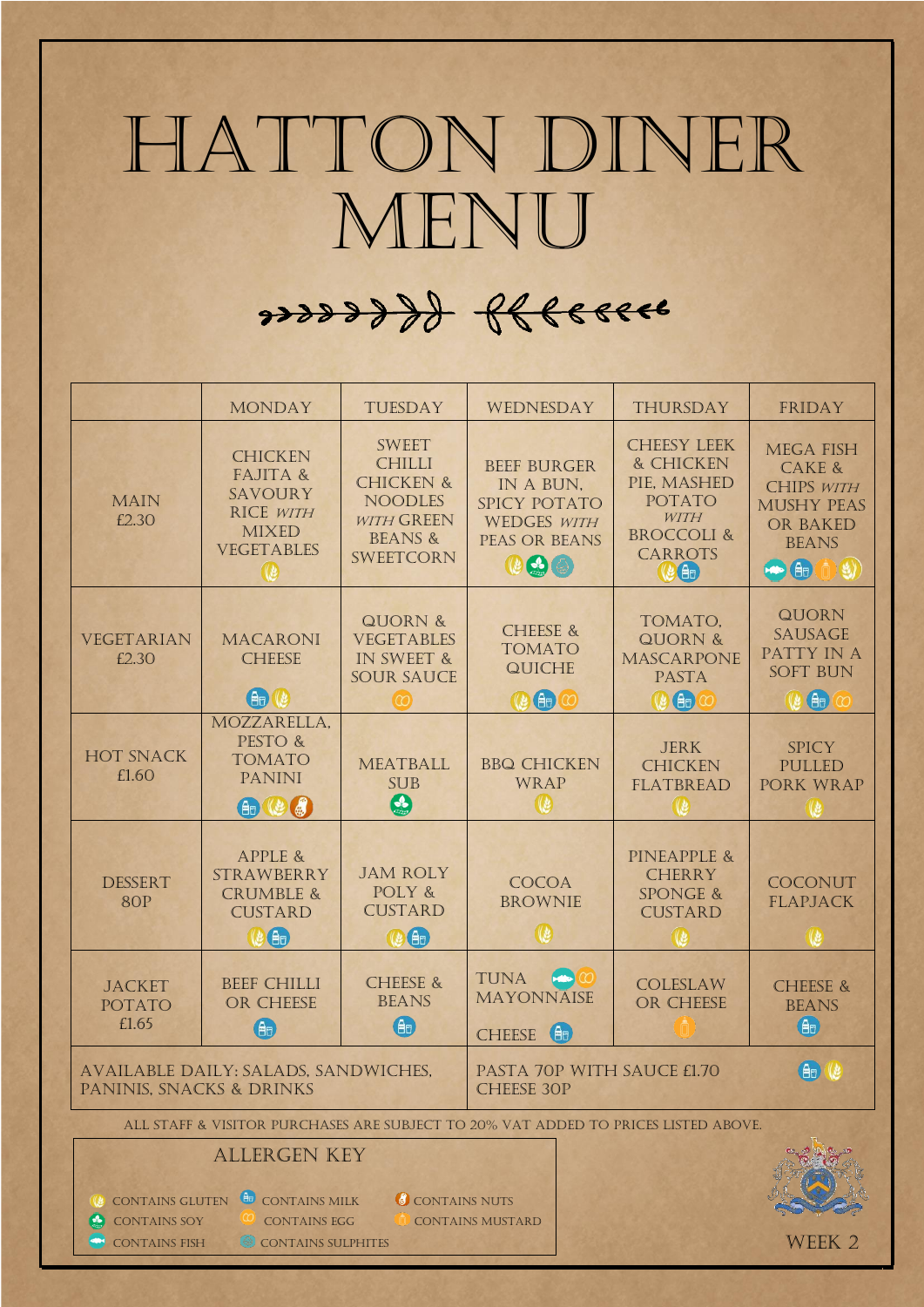# HATTON DINER MENU

| | MONDAY | TUESDAY | WEDNESDAY | THURSDAY | FRIDAY |
|---|---|---|---|---|---|
| MAIN £2.30 | CHICKEN FAJITA & SAVOURY RICE *WITH* MIXED VEGETABLES | SWEET CHILLI CHICKEN & NOODLES *WITH* GREEN BEANS & SWEETCORN | BEEF BURGER IN A BUN, SPICY POTATO WEDGES *WITH* PEAS OR BEANS | CHEESY LEEK & CHICKEN PIE, MASHED POTATO *WITH* BROCCOLI & CARROTS | MEGA FISH CAKE & CHIPS *WITH* MUSHY PEAS OR BAKED BEANS |
| VEGETARIAN £2.30 | MACARONI CHEESE | QUORN & VEGETABLES IN SWEET & SOUR SAUCE | CHEESE & TOMATO QUICHE | TOMATO, QUORN & MASCARPONE PASTA | QUORN SAUSAGE PATTY IN A SOFT BUN |
| HOT SNACK £1.60 | MOZZARELLA, PESTO & TOMATO PANINI | MEATBALL SUB | BBQ CHICKEN WRAP | JERK CHICKEN FLATBREAD | SPICY PULLED PORK WRAP |
| DESSERT 80P | APPLE & STRAWBERRY CRUMBLE & CUSTARD | JAM ROLY POLY & CUSTARD | COCOA BROWNIE | PINEAPPLE & CHERRY SPONGE & CUSTARD | COCONUT FLAPJACK |
| JACKET POTATO £1.65 | BEEF CHILLI OR CHEESE | CHEESE & BEANS | TUNA MAYONNAISE<br>CHEESE | COLESLAW OR CHEESE | CHEESE & BEANS |
| AVAILABLE DAILY: SALADS, SANDWICHES, PANINIS, SNACKS & DRINKS | | | PASTA 70P WITH SAUCE £1.70<br>CHEESE 30P | | |

ALL STAFF & VISITOR PURCHASES ARE SUBJECT TO 20% VAT ADDED TO PRICES LISTED ABOVE.

## ALLERGEN KEY

- CONTAINS GLUTEN
- CONTAINS MILK
- CONTAINS NUTS
- CONTAINS SOY
- CONTAINS EGG
- CONTAINS MUSTARD
- CONTAINS FISH
- CONTAINS SULPHITES

WEEK 2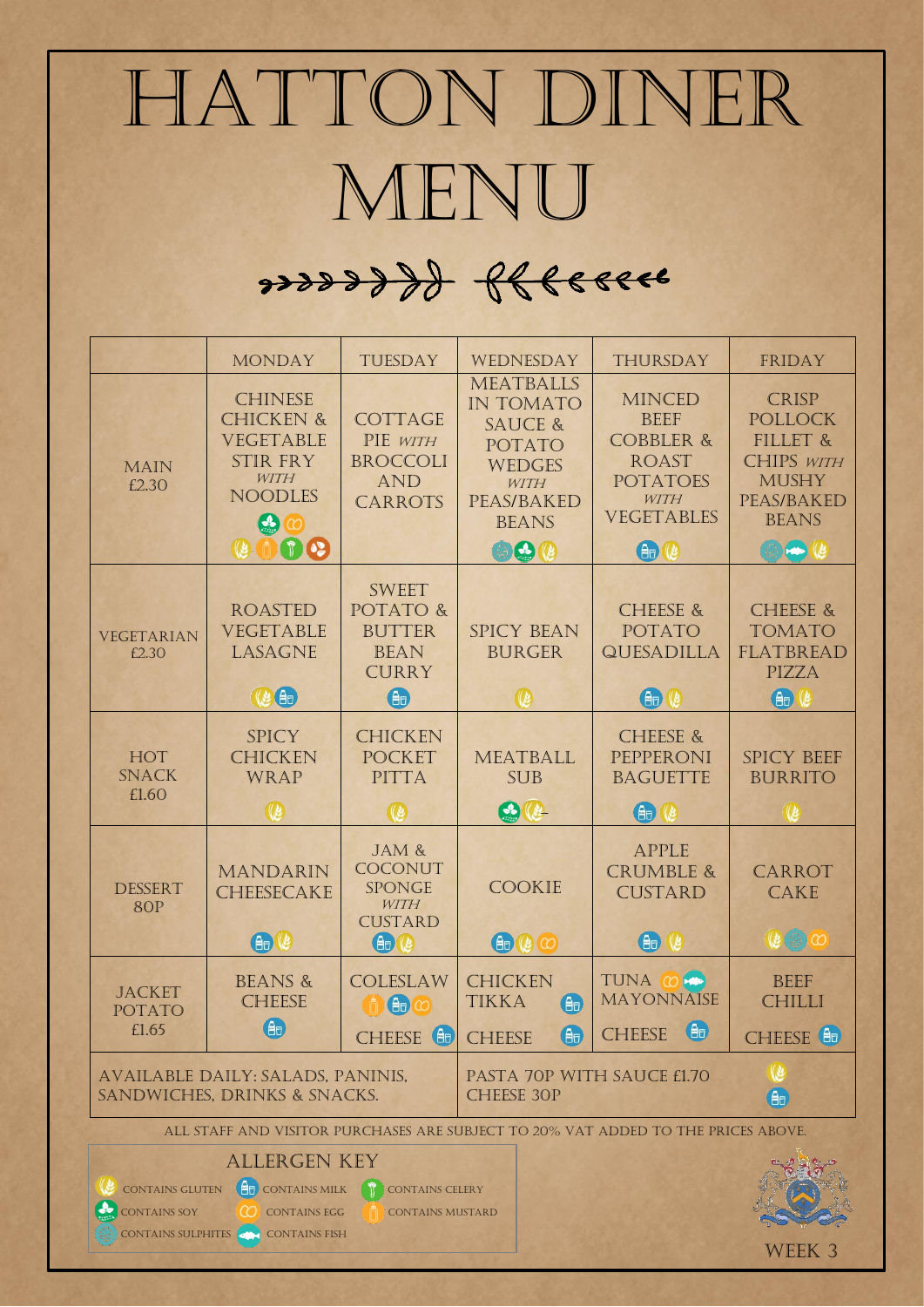# HATTON DINER MENU

| | MONDAY | TUESDAY | WEDNESDAY | THURSDAY | FRIDAY |
|---|---|---|---|---|---|
| MAIN £2.30 | CHINESE CHICKEN & VEGETABLE STIR FRY *WITH* NOODLES | COTTAGE PIE *WITH* BROCCOLI AND CARROTS | MEATBALLS IN TOMATO SAUCE & POTATO WEDGES *WITH* PEAS/BAKED BEANS | MINCED BEEF COBBLER & ROAST POTATOES *WITH* VEGETABLES | CRISP POLLOCK FILLET & CHIPS *WITH* MUSHY PEAS/BAKED BEANS |
| VEGETARIAN £2.30 | ROASTED VEGETABLE LASAGNE | SWEET POTATO & BUTTER BEAN CURRY | SPICY BEAN BURGER | CHEESE & POTATO QUESADILLA | CHEESE & TOMATO FLATBREAD PIZZA |
| HOT SNACK £1.60 | SPICY CHICKEN WRAP | CHICKEN POCKET PITTA | MEATBALL SUB | CHEESE & PEPPERONI BAGUETTE | SPICY BEEF BURRITO |
| DESSERT 80P | MANDARIN CHEESECAKE | JAM & COCONUT SPONGE *WITH* CUSTARD | COOKIE | APPLE CRUMBLE & CUSTARD | CARROT CAKE |
| JACKET POTATO £1.65 | BEANS & CHEESE | COLESLAW / CHEESE | CHICKEN TIKKA / CHEESE | TUNA MAYONNAISE / CHEESE | BEEF CHILLI / CHEESE |

AVAILABLE DAILY: SALADS, PANINIS, SANDWICHES, DRINKS & SNACKS.

PASTA 70P WITH SAUCE £1.70
CHEESE 30P

ALL STAFF AND VISITOR PURCHASES ARE SUBJECT TO 20% VAT ADDED TO THE PRICES ABOVE.

## ALLERGEN KEY

- CONTAINS GLUTEN
- CONTAINS MILK
- CONTAINS CELERY
- CONTAINS SOY
- CONTAINS EGG
- CONTAINS MUSTARD
- CONTAINS SULPHITES
- CONTAINS FISH

WEEK 3